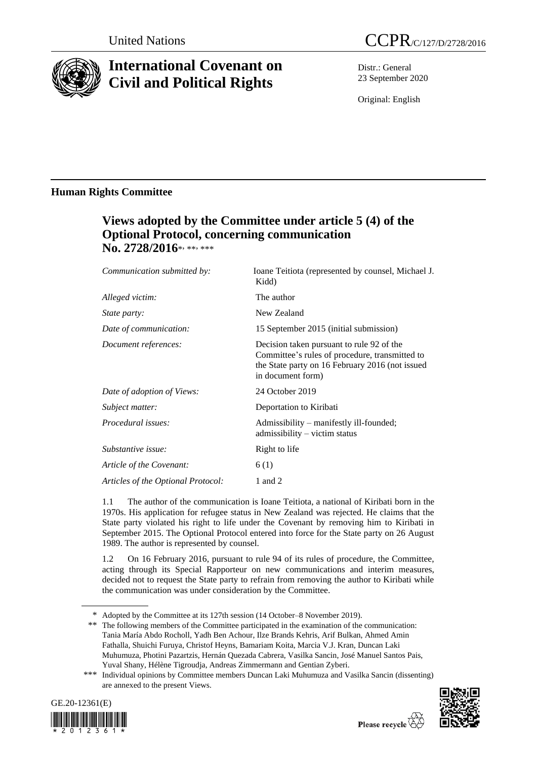United Nations

# CCPR/C/127/D/2728/2016

## International Covenant on Civil and Political Rights

Distr.: General
23 September 2020

Original: English

**Human Rights Committee**

## Views adopted by the Committee under article 5 (4) of the Optional Protocol, concerning communication No. 2728/2016*, **, ***

| | |
|---|---|
| *Communication submitted by:* | Ioane Teitiota (represented by counsel, Michael J. Kidd) |
| *Alleged victim:* | The author |
| *State party:* | New Zealand |
| *Date of communication:* | 15 September 2015 (initial submission) |
| *Document references:* | Decision taken pursuant to rule 92 of the Committee's rules of procedure, transmitted to the State party on 16 February 2016 (not issued in document form) |
| *Date of adoption of Views:* | 24 October 2019 |
| *Subject matter:* | Deportation to Kiribati |
| *Procedural issues:* | Admissibility – manifestly ill-founded; admissibility – victim status |
| *Substantive issue:* | Right to life |
| *Article of the Covenant:* | 6 (1) |
| *Articles of the Optional Protocol:* | 1 and 2 |

1.1 The author of the communication is Ioane Teitiota, a national of Kiribati born in the 1970s. His application for refugee status in New Zealand was rejected. He claims that the State party violated his right to life under the Covenant by removing him to Kiribati in September 2015. The Optional Protocol entered into force for the State party on 26 August 1989. The author is represented by counsel.

1.2 On 16 February 2016, pursuant to rule 94 of its rules of procedure, the Committee, acting through its Special Rapporteur on new communications and interim measures, decided not to request the State party to refrain from removing the author to Kiribati while the communication was under consideration by the Committee.

---

\* Adopted by the Committee at its 127th session (14 October–8 November 2019).

\*\* The following members of the Committee participated in the examination of the communication: Tania María Abdo Rocholl, Yadh Ben Achour, Ilze Brands Kehris, Arif Bulkan, Ahmed Amin Fathalla, Shuichi Furuya, Christof Heyns, Bamariam Koita, Marcia V.J. Kran, Duncan Laki Muhumuza, Photini Pazartzis, Hernán Quezada Cabrera, Vasilka Sancin, José Manuel Santos Pais, Yuval Shany, Hélène Tigroudja, Andreas Zimmermann and Gentian Zyberi.

\*\*\* Individual opinions by Committee members Duncan Laki Muhumuza and Vasilka Sancin (dissenting) are annexed to the present Views.

GE.20-12361(E)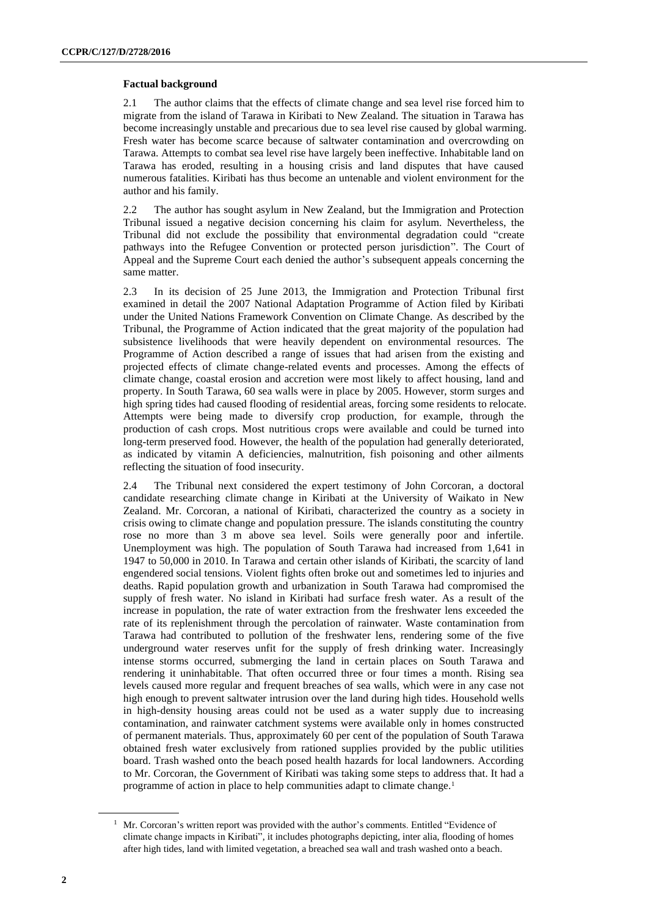**Factual background**

2.1 The author claims that the effects of climate change and sea level rise forced him to migrate from the island of Tarawa in Kiribati to New Zealand. The situation in Tarawa has become increasingly unstable and precarious due to sea level rise caused by global warming. Fresh water has become scarce because of saltwater contamination and overcrowding on Tarawa. Attempts to combat sea level rise have largely been ineffective. Inhabitable land on Tarawa has eroded, resulting in a housing crisis and land disputes that have caused numerous fatalities. Kiribati has thus become an untenable and violent environment for the author and his family.

2.2 The author has sought asylum in New Zealand, but the Immigration and Protection Tribunal issued a negative decision concerning his claim for asylum. Nevertheless, the Tribunal did not exclude the possibility that environmental degradation could "create pathways into the Refugee Convention or protected person jurisdiction". The Court of Appeal and the Supreme Court each denied the author's subsequent appeals concerning the same matter.

2.3 In its decision of 25 June 2013, the Immigration and Protection Tribunal first examined in detail the 2007 National Adaptation Programme of Action filed by Kiribati under the United Nations Framework Convention on Climate Change. As described by the Tribunal, the Programme of Action indicated that the great majority of the population had subsistence livelihoods that were heavily dependent on environmental resources. The Programme of Action described a range of issues that had arisen from the existing and projected effects of climate change-related events and processes. Among the effects of climate change, coastal erosion and accretion were most likely to affect housing, land and property. In South Tarawa, 60 sea walls were in place by 2005. However, storm surges and high spring tides had caused flooding of residential areas, forcing some residents to relocate. Attempts were being made to diversify crop production, for example, through the production of cash crops. Most nutritious crops were available and could be turned into long-term preserved food. However, the health of the population had generally deteriorated, as indicated by vitamin A deficiencies, malnutrition, fish poisoning and other ailments reflecting the situation of food insecurity.

2.4 The Tribunal next considered the expert testimony of John Corcoran, a doctoral candidate researching climate change in Kiribati at the University of Waikato in New Zealand. Mr. Corcoran, a national of Kiribati, characterized the country as a society in crisis owing to climate change and population pressure. The islands constituting the country rose no more than 3 m above sea level. Soils were generally poor and infertile. Unemployment was high. The population of South Tarawa had increased from 1,641 in 1947 to 50,000 in 2010. In Tarawa and certain other islands of Kiribati, the scarcity of land engendered social tensions. Violent fights often broke out and sometimes led to injuries and deaths. Rapid population growth and urbanization in South Tarawa had compromised the supply of fresh water. No island in Kiribati had surface fresh water. As a result of the increase in population, the rate of water extraction from the freshwater lens exceeded the rate of its replenishment through the percolation of rainwater. Waste contamination from Tarawa had contributed to pollution of the freshwater lens, rendering some of the five underground water reserves unfit for the supply of fresh drinking water. Increasingly intense storms occurred, submerging the land in certain places on South Tarawa and rendering it uninhabitable. That often occurred three or four times a month. Rising sea levels caused more regular and frequent breaches of sea walls, which were in any case not high enough to prevent saltwater intrusion over the land during high tides. Household wells in high-density housing areas could not be used as a water supply due to increasing contamination, and rainwater catchment systems were available only in homes constructed of permanent materials. Thus, approximately 60 per cent of the population of South Tarawa obtained fresh water exclusively from rationed supplies provided by the public utilities board. Trash washed onto the beach posed health hazards for local landowners. According to Mr. Corcoran, the Government of Kiribati was taking some steps to address that. It had a programme of action in place to help communities adapt to climate change.[1]

[1] Mr. Corcoran's written report was provided with the author's comments. Entitled "Evidence of climate change impacts in Kiribati", it includes photographs depicting, inter alia, flooding of homes after high tides, land with limited vegetation, a breached sea wall and trash washed onto a beach.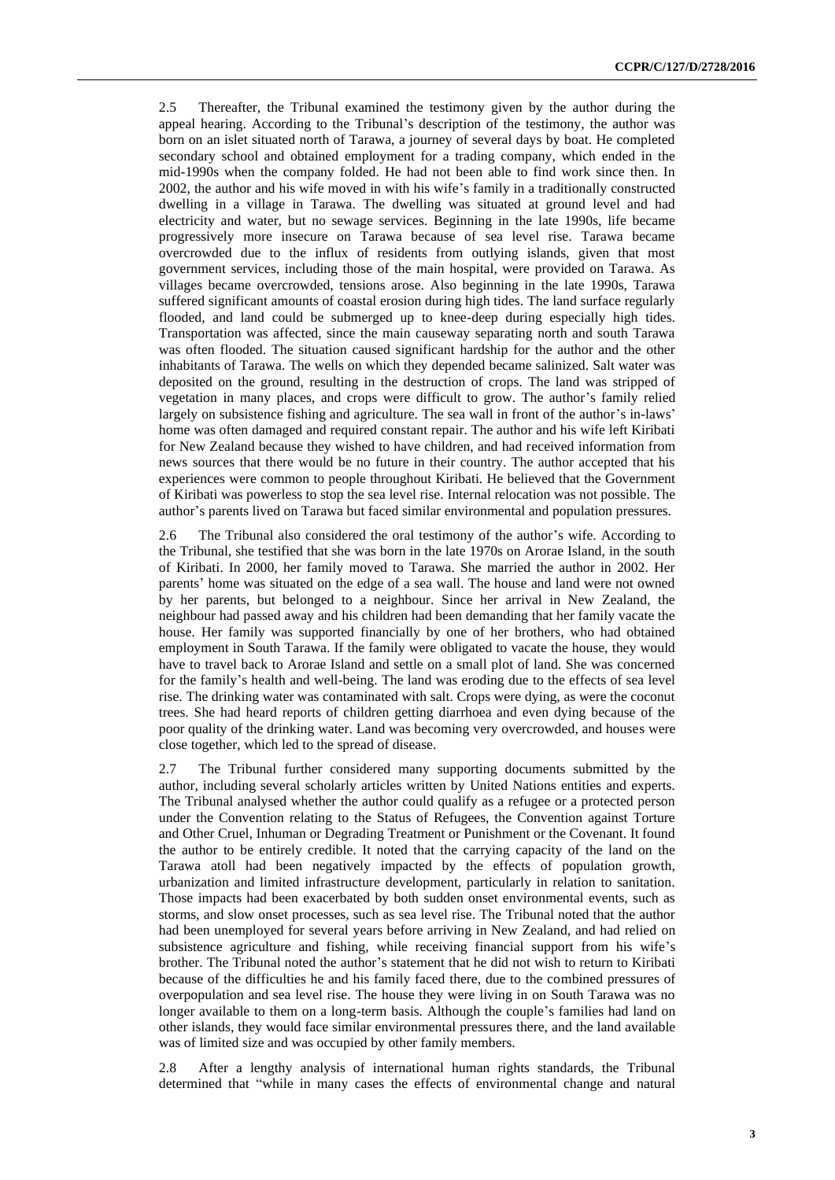2.5 Thereafter, the Tribunal examined the testimony given by the author during the appeal hearing. According to the Tribunal's description of the testimony, the author was born on an islet situated north of Tarawa, a journey of several days by boat. He completed secondary school and obtained employment for a trading company, which ended in the mid-1990s when the company folded. He had not been able to find work since then. In 2002, the author and his wife moved in with his wife's family in a traditionally constructed dwelling in a village in Tarawa. The dwelling was situated at ground level and had electricity and water, but no sewage services. Beginning in the late 1990s, life became progressively more insecure on Tarawa because of sea level rise. Tarawa became overcrowded due to the influx of residents from outlying islands, given that most government services, including those of the main hospital, were provided on Tarawa. As villages became overcrowded, tensions arose. Also beginning in the late 1990s, Tarawa suffered significant amounts of coastal erosion during high tides. The land surface regularly flooded, and land could be submerged up to knee-deep during especially high tides. Transportation was affected, since the main causeway separating north and south Tarawa was often flooded. The situation caused significant hardship for the author and the other inhabitants of Tarawa. The wells on which they depended became salinized. Salt water was deposited on the ground, resulting in the destruction of crops. The land was stripped of vegetation in many places, and crops were difficult to grow. The author's family relied largely on subsistence fishing and agriculture. The sea wall in front of the author's in-laws' home was often damaged and required constant repair. The author and his wife left Kiribati for New Zealand because they wished to have children, and had received information from news sources that there would be no future in their country. The author accepted that his experiences were common to people throughout Kiribati. He believed that the Government of Kiribati was powerless to stop the sea level rise. Internal relocation was not possible. The author's parents lived on Tarawa but faced similar environmental and population pressures.

2.6 The Tribunal also considered the oral testimony of the author's wife. According to the Tribunal, she testified that she was born in the late 1970s on Arorae Island, in the south of Kiribati. In 2000, her family moved to Tarawa. She married the author in 2002. Her parents' home was situated on the edge of a sea wall. The house and land were not owned by her parents, but belonged to a neighbour. Since her arrival in New Zealand, the neighbour had passed away and his children had been demanding that her family vacate the house. Her family was supported financially by one of her brothers, who had obtained employment in South Tarawa. If the family were obligated to vacate the house, they would have to travel back to Arorae Island and settle on a small plot of land. She was concerned for the family's health and well-being. The land was eroding due to the effects of sea level rise. The drinking water was contaminated with salt. Crops were dying, as were the coconut trees. She had heard reports of children getting diarrhoea and even dying because of the poor quality of the drinking water. Land was becoming very overcrowded, and houses were close together, which led to the spread of disease.

2.7 The Tribunal further considered many supporting documents submitted by the author, including several scholarly articles written by United Nations entities and experts. The Tribunal analysed whether the author could qualify as a refugee or a protected person under the Convention relating to the Status of Refugees, the Convention against Torture and Other Cruel, Inhuman or Degrading Treatment or Punishment or the Covenant. It found the author to be entirely credible. It noted that the carrying capacity of the land on the Tarawa atoll had been negatively impacted by the effects of population growth, urbanization and limited infrastructure development, particularly in relation to sanitation. Those impacts had been exacerbated by both sudden onset environmental events, such as storms, and slow onset processes, such as sea level rise. The Tribunal noted that the author had been unemployed for several years before arriving in New Zealand, and had relied on subsistence agriculture and fishing, while receiving financial support from his wife's brother. The Tribunal noted the author's statement that he did not wish to return to Kiribati because of the difficulties he and his family faced there, due to the combined pressures of overpopulation and sea level rise. The house they were living in on South Tarawa was no longer available to them on a long-term basis. Although the couple's families had land on other islands, they would face similar environmental pressures there, and the land available was of limited size and was occupied by other family members.

2.8 After a lengthy analysis of international human rights standards, the Tribunal determined that "while in many cases the effects of environmental change and natural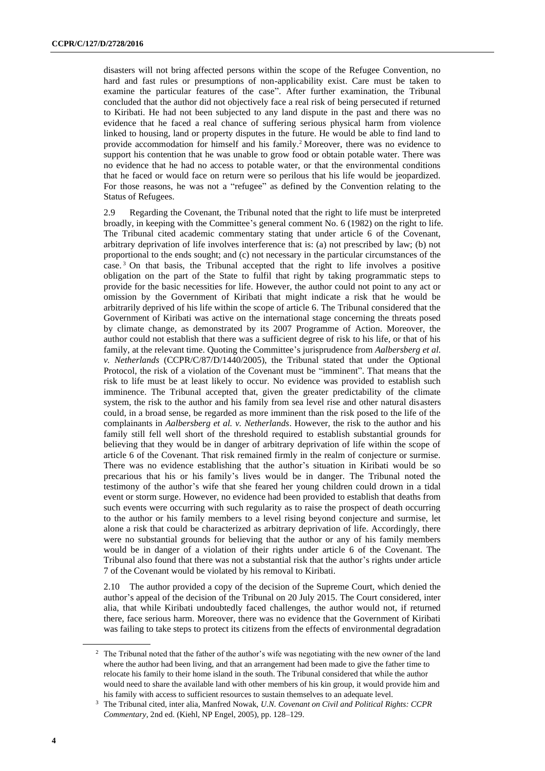disasters will not bring affected persons within the scope of the Refugee Convention, no hard and fast rules or presumptions of non-applicability exist. Care must be taken to examine the particular features of the case". After further examination, the Tribunal concluded that the author did not objectively face a real risk of being persecuted if returned to Kiribati. He had not been subjected to any land dispute in the past and there was no evidence that he faced a real chance of suffering serious physical harm from violence linked to housing, land or property disputes in the future. He would be able to find land to provide accommodation for himself and his family.[2] Moreover, there was no evidence to support his contention that he was unable to grow food or obtain potable water. There was no evidence that he had no access to potable water, or that the environmental conditions that he faced or would face on return were so perilous that his life would be jeopardized. For those reasons, he was not a "refugee" as defined by the Convention relating to the Status of Refugees.

2.9 Regarding the Covenant, the Tribunal noted that the right to life must be interpreted broadly, in keeping with the Committee's general comment No. 6 (1982) on the right to life. The Tribunal cited academic commentary stating that under article 6 of the Covenant, arbitrary deprivation of life involves interference that is: (a) not prescribed by law; (b) not proportional to the ends sought; and (c) not necessary in the particular circumstances of the case.[3] On that basis, the Tribunal accepted that the right to life involves a positive obligation on the part of the State to fulfil that right by taking programmatic steps to provide for the basic necessities for life. However, the author could not point to any act or omission by the Government of Kiribati that might indicate a risk that he would be arbitrarily deprived of his life within the scope of article 6. The Tribunal considered that the Government of Kiribati was active on the international stage concerning the threats posed by climate change, as demonstrated by its 2007 Programme of Action. Moreover, the author could not establish that there was a sufficient degree of risk to his life, or that of his family, at the relevant time. Quoting the Committee's jurisprudence from *Aalbersberg et al. v. Netherlands* (CCPR/C/87/D/1440/2005), the Tribunal stated that under the Optional Protocol, the risk of a violation of the Covenant must be "imminent". That means that the risk to life must be at least likely to occur. No evidence was provided to establish such imminence. The Tribunal accepted that, given the greater predictability of the climate system, the risk to the author and his family from sea level rise and other natural disasters could, in a broad sense, be regarded as more imminent than the risk posed to the life of the complainants in *Aalbersberg et al. v. Netherlands*. However, the risk to the author and his family still fell well short of the threshold required to establish substantial grounds for believing that they would be in danger of arbitrary deprivation of life within the scope of article 6 of the Covenant. That risk remained firmly in the realm of conjecture or surmise. There was no evidence establishing that the author's situation in Kiribati would be so precarious that his or his family's lives would be in danger. The Tribunal noted the testimony of the author's wife that she feared her young children could drown in a tidal event or storm surge. However, no evidence had been provided to establish that deaths from such events were occurring with such regularity as to raise the prospect of death occurring to the author or his family members to a level rising beyond conjecture and surmise, let alone a risk that could be characterized as arbitrary deprivation of life. Accordingly, there were no substantial grounds for believing that the author or any of his family members would be in danger of a violation of their rights under article 6 of the Covenant. The Tribunal also found that there was not a substantial risk that the author's rights under article 7 of the Covenant would be violated by his removal to Kiribati.

2.10 The author provided a copy of the decision of the Supreme Court, which denied the author's appeal of the decision of the Tribunal on 20 July 2015. The Court considered, inter alia, that while Kiribati undoubtedly faced challenges, the author would not, if returned there, face serious harm. Moreover, there was no evidence that the Government of Kiribati was failing to take steps to protect its citizens from the effects of environmental degradation

---

[2] The Tribunal noted that the father of the author's wife was negotiating with the new owner of the land where the author had been living, and that an arrangement had been made to give the father time to relocate his family to their home island in the south. The Tribunal considered that while the author would need to share the available land with other members of his kin group, it would provide him and his family with access to sufficient resources to sustain themselves to an adequate level.

[3] The Tribunal cited, inter alia, Manfred Nowak, *U.N. Covenant on Civil and Political Rights: CCPR Commentary*, 2nd ed. (Kiehl, NP Engel, 2005), pp. 128–129.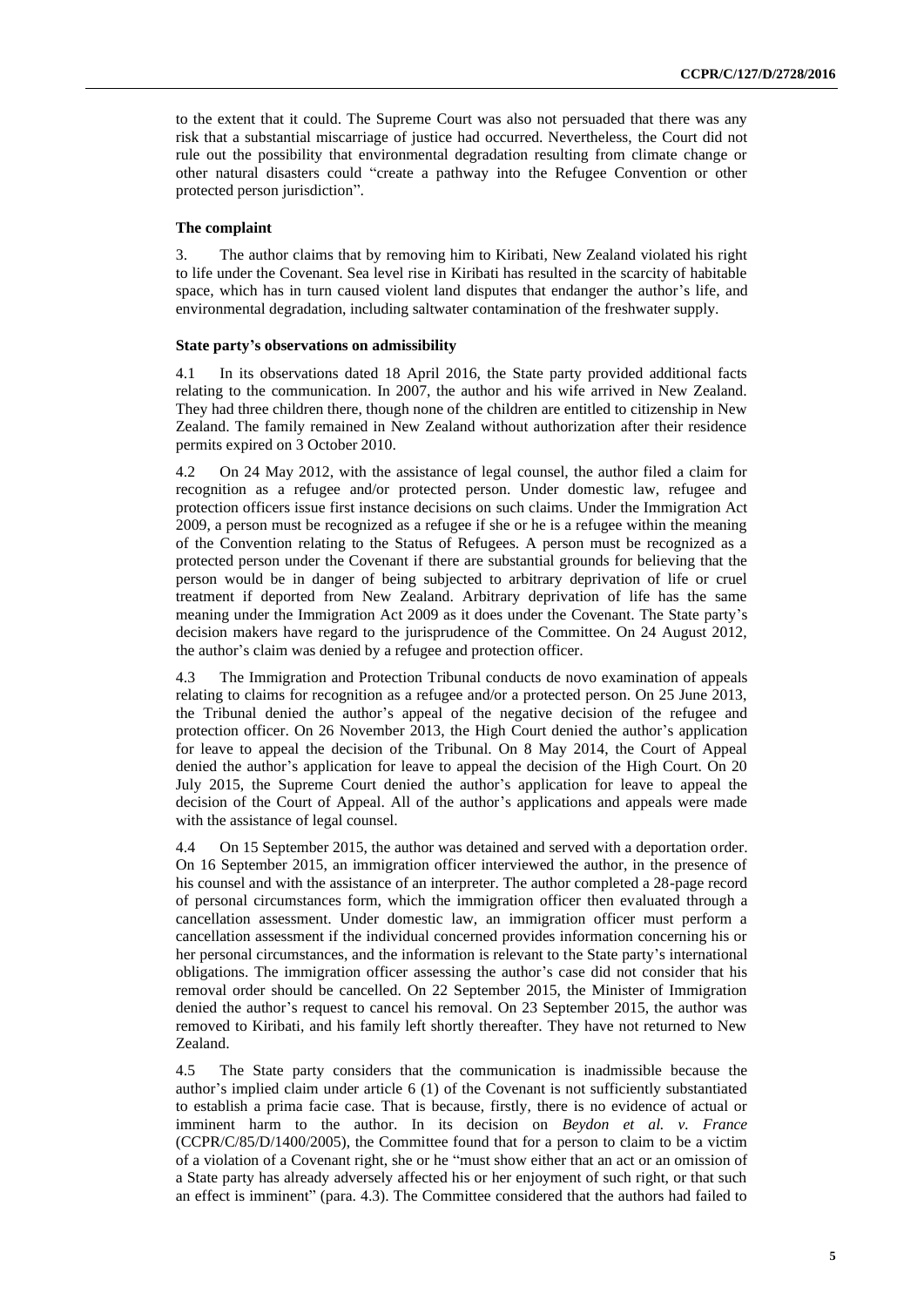to the extent that it could. The Supreme Court was also not persuaded that there was any risk that a substantial miscarriage of justice had occurred. Nevertheless, the Court did not rule out the possibility that environmental degradation resulting from climate change or other natural disasters could "create a pathway into the Refugee Convention or other protected person jurisdiction".

### The complaint

3. The author claims that by removing him to Kiribati, New Zealand violated his right to life under the Covenant. Sea level rise in Kiribati has resulted in the scarcity of habitable space, which has in turn caused violent land disputes that endanger the author's life, and environmental degradation, including saltwater contamination of the freshwater supply.

### State party's observations on admissibility

4.1 In its observations dated 18 April 2016, the State party provided additional facts relating to the communication. In 2007, the author and his wife arrived in New Zealand. They had three children there, though none of the children are entitled to citizenship in New Zealand. The family remained in New Zealand without authorization after their residence permits expired on 3 October 2010.

4.2 On 24 May 2012, with the assistance of legal counsel, the author filed a claim for recognition as a refugee and/or protected person. Under domestic law, refugee and protection officers issue first instance decisions on such claims. Under the Immigration Act 2009, a person must be recognized as a refugee if she or he is a refugee within the meaning of the Convention relating to the Status of Refugees. A person must be recognized as a protected person under the Covenant if there are substantial grounds for believing that the person would be in danger of being subjected to arbitrary deprivation of life or cruel treatment if deported from New Zealand. Arbitrary deprivation of life has the same meaning under the Immigration Act 2009 as it does under the Covenant. The State party's decision makers have regard to the jurisprudence of the Committee. On 24 August 2012, the author's claim was denied by a refugee and protection officer.

4.3 The Immigration and Protection Tribunal conducts de novo examination of appeals relating to claims for recognition as a refugee and/or a protected person. On 25 June 2013, the Tribunal denied the author's appeal of the negative decision of the refugee and protection officer. On 26 November 2013, the High Court denied the author's application for leave to appeal the decision of the Tribunal. On 8 May 2014, the Court of Appeal denied the author's application for leave to appeal the decision of the High Court. On 20 July 2015, the Supreme Court denied the author's application for leave to appeal the decision of the Court of Appeal. All of the author's applications and appeals were made with the assistance of legal counsel.

4.4 On 15 September 2015, the author was detained and served with a deportation order. On 16 September 2015, an immigration officer interviewed the author, in the presence of his counsel and with the assistance of an interpreter. The author completed a 28-page record of personal circumstances form, which the immigration officer then evaluated through a cancellation assessment. Under domestic law, an immigration officer must perform a cancellation assessment if the individual concerned provides information concerning his or her personal circumstances, and the information is relevant to the State party's international obligations. The immigration officer assessing the author's case did not consider that his removal order should be cancelled. On 22 September 2015, the Minister of Immigration denied the author's request to cancel his removal. On 23 September 2015, the author was removed to Kiribati, and his family left shortly thereafter. They have not returned to New Zealand.

4.5 The State party considers that the communication is inadmissible because the author's implied claim under article 6 (1) of the Covenant is not sufficiently substantiated to establish a prima facie case. That is because, firstly, there is no evidence of actual or imminent harm to the author. In its decision on *Beydon et al. v. France* (CCPR/C/85/D/1400/2005), the Committee found that for a person to claim to be a victim of a violation of a Covenant right, she or he "must show either that an act or an omission of a State party has already adversely affected his or her enjoyment of such right, or that such an effect is imminent" (para. 4.3). The Committee considered that the authors had failed to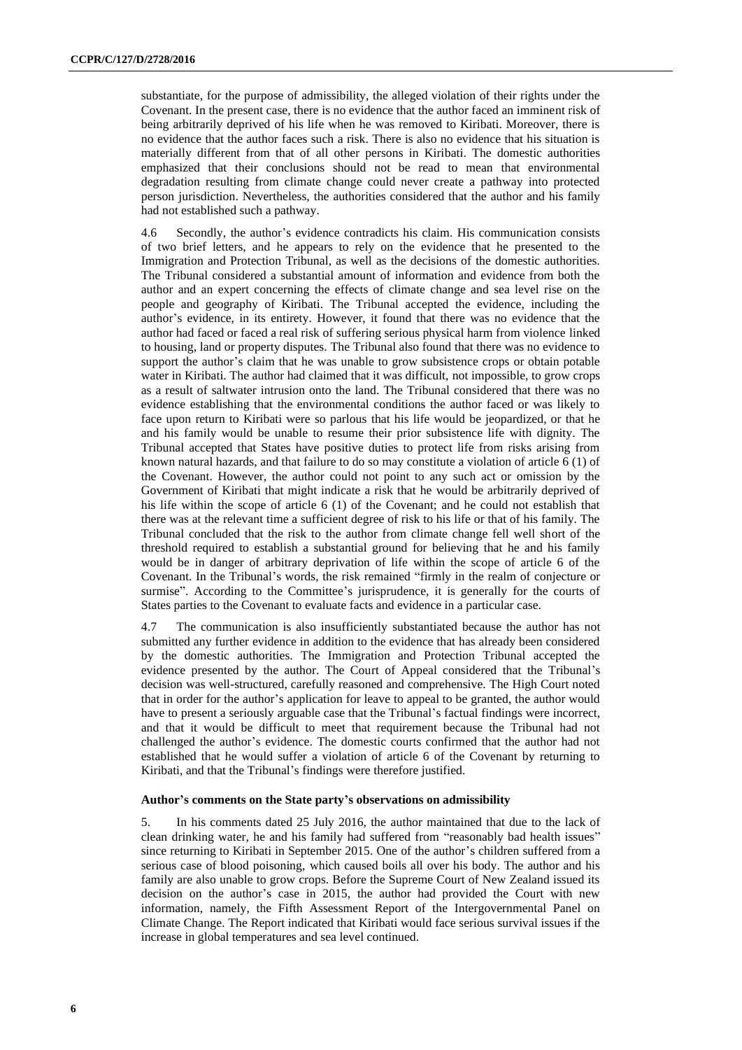substantiate, for the purpose of admissibility, the alleged violation of their rights under the Covenant. In the present case, there is no evidence that the author faced an imminent risk of being arbitrarily deprived of his life when he was removed to Kiribati. Moreover, there is no evidence that the author faces such a risk. There is also no evidence that his situation is materially different from that of all other persons in Kiribati. The domestic authorities emphasized that their conclusions should not be read to mean that environmental degradation resulting from climate change could never create a pathway into protected person jurisdiction. Nevertheless, the authorities considered that the author and his family had not established such a pathway.

4.6 Secondly, the author's evidence contradicts his claim. His communication consists of two brief letters, and he appears to rely on the evidence that he presented to the Immigration and Protection Tribunal, as well as the decisions of the domestic authorities. The Tribunal considered a substantial amount of information and evidence from both the author and an expert concerning the effects of climate change and sea level rise on the people and geography of Kiribati. The Tribunal accepted the evidence, including the author's evidence, in its entirety. However, it found that there was no evidence that the author had faced or faced a real risk of suffering serious physical harm from violence linked to housing, land or property disputes. The Tribunal also found that there was no evidence to support the author's claim that he was unable to grow subsistence crops or obtain potable water in Kiribati. The author had claimed that it was difficult, not impossible, to grow crops as a result of saltwater intrusion onto the land. The Tribunal considered that there was no evidence establishing that the environmental conditions the author faced or was likely to face upon return to Kiribati were so parlous that his life would be jeopardized, or that he and his family would be unable to resume their prior subsistence life with dignity. The Tribunal accepted that States have positive duties to protect life from risks arising from known natural hazards, and that failure to do so may constitute a violation of article 6 (1) of the Covenant. However, the author could not point to any such act or omission by the Government of Kiribati that might indicate a risk that he would be arbitrarily deprived of his life within the scope of article 6 (1) of the Covenant; and he could not establish that there was at the relevant time a sufficient degree of risk to his life or that of his family. The Tribunal concluded that the risk to the author from climate change fell well short of the threshold required to establish a substantial ground for believing that he and his family would be in danger of arbitrary deprivation of life within the scope of article 6 of the Covenant. In the Tribunal's words, the risk remained "firmly in the realm of conjecture or surmise". According to the Committee's jurisprudence, it is generally for the courts of States parties to the Covenant to evaluate facts and evidence in a particular case.

4.7 The communication is also insufficiently substantiated because the author has not submitted any further evidence in addition to the evidence that has already been considered by the domestic authorities. The Immigration and Protection Tribunal accepted the evidence presented by the author. The Court of Appeal considered that the Tribunal's decision was well-structured, carefully reasoned and comprehensive. The High Court noted that in order for the author's application for leave to appeal to be granted, the author would have to present a seriously arguable case that the Tribunal's factual findings were incorrect, and that it would be difficult to meet that requirement because the Tribunal had not challenged the author's evidence. The domestic courts confirmed that the author had not established that he would suffer a violation of article 6 of the Covenant by returning to Kiribati, and that the Tribunal's findings were therefore justified.

### Author's comments on the State party's observations on admissibility

5. In his comments dated 25 July 2016, the author maintained that due to the lack of clean drinking water, he and his family had suffered from "reasonably bad health issues" since returning to Kiribati in September 2015. One of the author's children suffered from a serious case of blood poisoning, which caused boils all over his body. The author and his family are also unable to grow crops. Before the Supreme Court of New Zealand issued its decision on the author's case in 2015, the author had provided the Court with new information, namely, the Fifth Assessment Report of the Intergovernmental Panel on Climate Change. The Report indicated that Kiribati would face serious survival issues if the increase in global temperatures and sea level continued.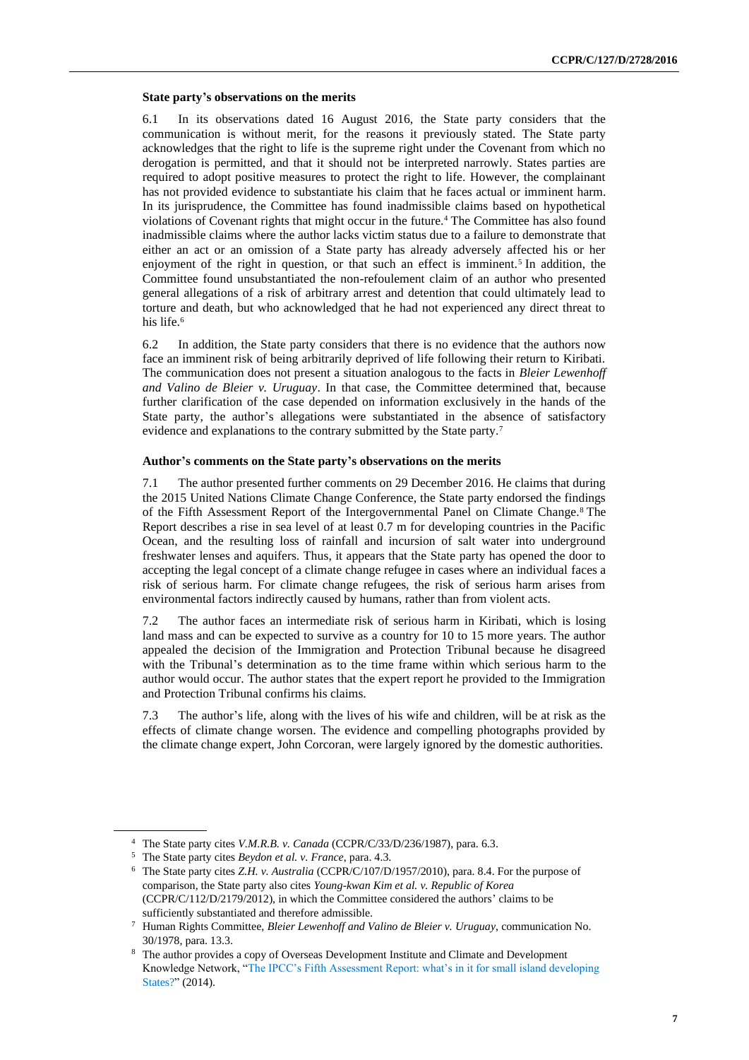### State party's observations on the merits

6.1 In its observations dated 16 August 2016, the State party considers that the communication is without merit, for the reasons it previously stated. The State party acknowledges that the right to life is the supreme right under the Covenant from which no derogation is permitted, and that it should not be interpreted narrowly. States parties are required to adopt positive measures to protect the right to life. However, the complainant has not provided evidence to substantiate his claim that he faces actual or imminent harm. In its jurisprudence, the Committee has found inadmissible claims based on hypothetical violations of Covenant rights that might occur in the future.[4] The Committee has also found inadmissible claims where the author lacks victim status due to a failure to demonstrate that either an act or an omission of a State party has already adversely affected his or her enjoyment of the right in question, or that such an effect is imminent.[5] In addition, the Committee found unsubstantiated the non-refoulement claim of an author who presented general allegations of a risk of arbitrary arrest and detention that could ultimately lead to torture and death, but who acknowledged that he had not experienced any direct threat to his life.[6]

6.2 In addition, the State party considers that there is no evidence that the authors now face an imminent risk of being arbitrarily deprived of life following their return to Kiribati. The communication does not present a situation analogous to the facts in *Bleier Lewenhoff and Valino de Bleier v. Uruguay*. In that case, the Committee determined that, because further clarification of the case depended on information exclusively in the hands of the State party, the author's allegations were substantiated in the absence of satisfactory evidence and explanations to the contrary submitted by the State party.[7]

### Author's comments on the State party's observations on the merits

7.1 The author presented further comments on 29 December 2016. He claims that during the 2015 United Nations Climate Change Conference, the State party endorsed the findings of the Fifth Assessment Report of the Intergovernmental Panel on Climate Change.[8] The Report describes a rise in sea level of at least 0.7 m for developing countries in the Pacific Ocean, and the resulting loss of rainfall and incursion of salt water into underground freshwater lenses and aquifers. Thus, it appears that the State party has opened the door to accepting the legal concept of a climate change refugee in cases where an individual faces a risk of serious harm. For climate change refugees, the risk of serious harm arises from environmental factors indirectly caused by humans, rather than from violent acts.

7.2 The author faces an intermediate risk of serious harm in Kiribati, which is losing land mass and can be expected to survive as a country for 10 to 15 more years. The author appealed the decision of the Immigration and Protection Tribunal because he disagreed with the Tribunal's determination as to the time frame within which serious harm to the author would occur. The author states that the expert report he provided to the Immigration and Protection Tribunal confirms his claims.

7.3 The author's life, along with the lives of his wife and children, will be at risk as the effects of climate change worsen. The evidence and compelling photographs provided by the climate change expert, John Corcoran, were largely ignored by the domestic authorities.

---

[4] The State party cites *V.M.R.B. v. Canada* (CCPR/C/33/D/236/1987), para. 6.3.

[5] The State party cites *Beydon et al. v. France*, para. 4.3.

[6] The State party cites *Z.H. v. Australia* (CCPR/C/107/D/1957/2010), para. 8.4. For the purpose of comparison, the State party also cites *Young-kwan Kim et al. v. Republic of Korea* (CCPR/C/112/D/2179/2012), in which the Committee considered the authors' claims to be sufficiently substantiated and therefore admissible.

[7] Human Rights Committee, *Bleier Lewenhoff and Valino de Bleier v. Uruguay*, communication No. 30/1978, para. 13.3.

[8] The author provides a copy of Overseas Development Institute and Climate and Development Knowledge Network, "The IPCC's Fifth Assessment Report: what's in it for small island developing States?" (2014).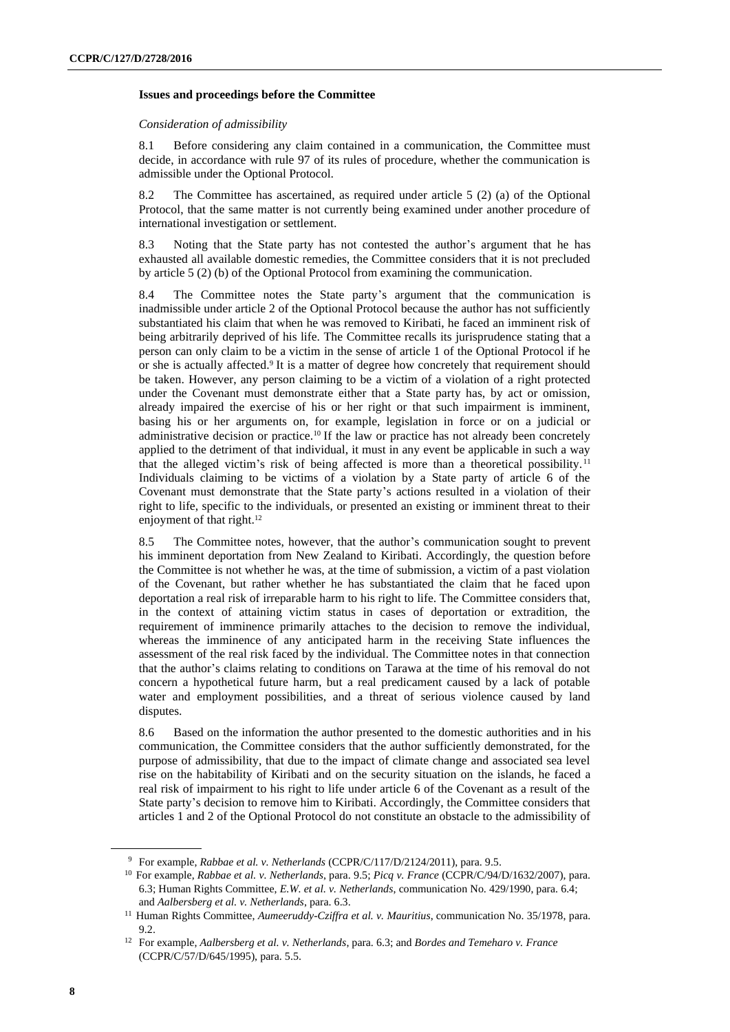### Issues and proceedings before the Committee

*Consideration of admissibility*

8.1 Before considering any claim contained in a communication, the Committee must decide, in accordance with rule 97 of its rules of procedure, whether the communication is admissible under the Optional Protocol.

8.2 The Committee has ascertained, as required under article 5 (2) (a) of the Optional Protocol, that the same matter is not currently being examined under another procedure of international investigation or settlement.

8.3 Noting that the State party has not contested the author's argument that he has exhausted all available domestic remedies, the Committee considers that it is not precluded by article 5 (2) (b) of the Optional Protocol from examining the communication.

8.4 The Committee notes the State party's argument that the communication is inadmissible under article 2 of the Optional Protocol because the author has not sufficiently substantiated his claim that when he was removed to Kiribati, he faced an imminent risk of being arbitrarily deprived of his life. The Committee recalls its jurisprudence stating that a person can only claim to be a victim in the sense of article 1 of the Optional Protocol if he or she is actually affected.[9] It is a matter of degree how concretely that requirement should be taken. However, any person claiming to be a victim of a violation of a right protected under the Covenant must demonstrate either that a State party has, by act or omission, already impaired the exercise of his or her right or that such impairment is imminent, basing his or her arguments on, for example, legislation in force or on a judicial or administrative decision or practice.[10] If the law or practice has not already been concretely applied to the detriment of that individual, it must in any event be applicable in such a way that the alleged victim's risk of being affected is more than a theoretical possibility.[11] Individuals claiming to be victims of a violation by a State party of article 6 of the Covenant must demonstrate that the State party's actions resulted in a violation of their right to life, specific to the individuals, or presented an existing or imminent threat to their enjoyment of that right.[12]

8.5 The Committee notes, however, that the author's communication sought to prevent his imminent deportation from New Zealand to Kiribati. Accordingly, the question before the Committee is not whether he was, at the time of submission, a victim of a past violation of the Covenant, but rather whether he has substantiated the claim that he faced upon deportation a real risk of irreparable harm to his right to life. The Committee considers that, in the context of attaining victim status in cases of deportation or extradition, the requirement of imminence primarily attaches to the decision to remove the individual, whereas the imminence of any anticipated harm in the receiving State influences the assessment of the real risk faced by the individual. The Committee notes in that connection that the author's claims relating to conditions on Tarawa at the time of his removal do not concern a hypothetical future harm, but a real predicament caused by a lack of potable water and employment possibilities, and a threat of serious violence caused by land disputes.

8.6 Based on the information the author presented to the domestic authorities and in his communication, the Committee considers that the author sufficiently demonstrated, for the purpose of admissibility, that due to the impact of climate change and associated sea level rise on the habitability of Kiribati and on the security situation on the islands, he faced a real risk of impairment to his right to life under article 6 of the Covenant as a result of the State party's decision to remove him to Kiribati. Accordingly, the Committee considers that articles 1 and 2 of the Optional Protocol do not constitute an obstacle to the admissibility of

---

[9] For example, *Rabbae et al. v. Netherlands* (CCPR/C/117/D/2124/2011), para. 9.5.

[10] For example, *Rabbae et al. v. Netherlands*, para. 9.5; *Picq v. France* (CCPR/C/94/D/1632/2007), para. 6.3; Human Rights Committee, *E.W. et al. v. Netherlands*, communication No. 429/1990, para. 6.4; and *Aalbersberg et al. v. Netherlands*, para. 6.3.

[11] Human Rights Committee, *Aumeeruddy-Cziffra et al. v. Mauritius*, communication No. 35/1978, para. 9.2.

[12] For example, *Aalbersberg et al. v. Netherlands*, para. 6.3; and *Bordes and Temeharo v. France* (CCPR/C/57/D/645/1995), para. 5.5.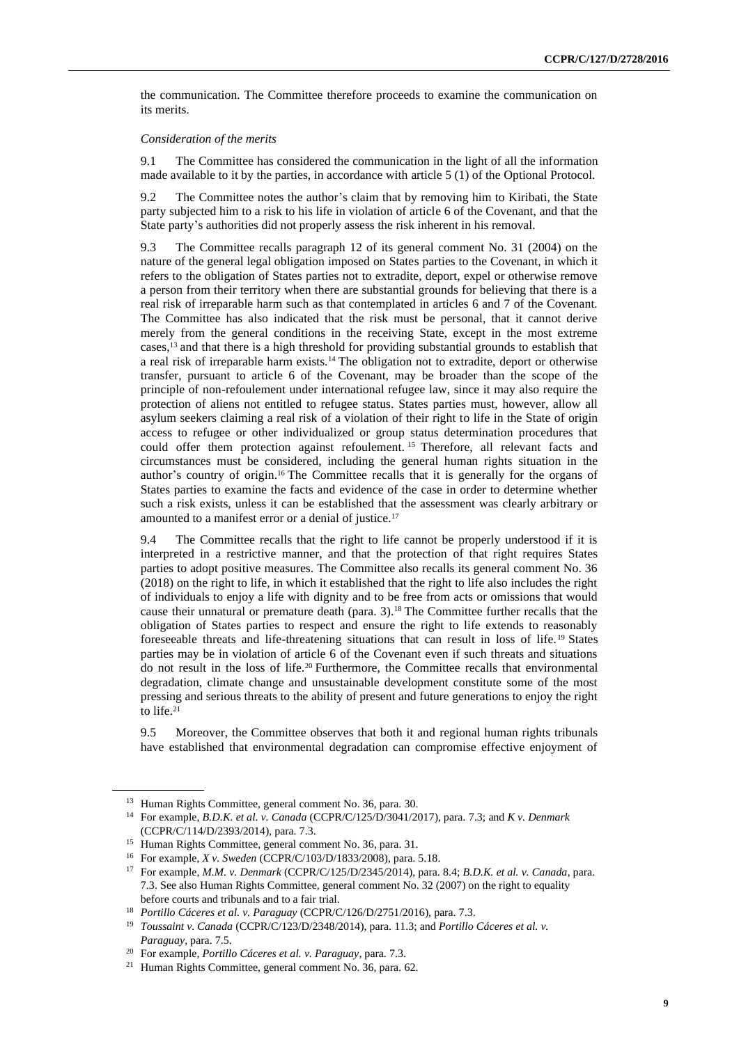the communication. The Committee therefore proceeds to examine the communication on its merits.

*Consideration of the merits*

9.1 The Committee has considered the communication in the light of all the information made available to it by the parties, in accordance with article 5 (1) of the Optional Protocol.

9.2 The Committee notes the author's claim that by removing him to Kiribati, the State party subjected him to a risk to his life in violation of article 6 of the Covenant, and that the State party's authorities did not properly assess the risk inherent in his removal.

9.3 The Committee recalls paragraph 12 of its general comment No. 31 (2004) on the nature of the general legal obligation imposed on States parties to the Covenant, in which it refers to the obligation of States parties not to extradite, deport, expel or otherwise remove a person from their territory when there are substantial grounds for believing that there is a real risk of irreparable harm such as that contemplated in articles 6 and 7 of the Covenant. The Committee has also indicated that the risk must be personal, that it cannot derive merely from the general conditions in the receiving State, except in the most extreme cases,[13] and that there is a high threshold for providing substantial grounds to establish that a real risk of irreparable harm exists.[14] The obligation not to extradite, deport or otherwise transfer, pursuant to article 6 of the Covenant, may be broader than the scope of the principle of non-refoulement under international refugee law, since it may also require the protection of aliens not entitled to refugee status. States parties must, however, allow all asylum seekers claiming a real risk of a violation of their right to life in the State of origin access to refugee or other individualized or group status determination procedures that could offer them protection against refoulement.[15] Therefore, all relevant facts and circumstances must be considered, including the general human rights situation in the author's country of origin.[16] The Committee recalls that it is generally for the organs of States parties to examine the facts and evidence of the case in order to determine whether such a risk exists, unless it can be established that the assessment was clearly arbitrary or amounted to a manifest error or a denial of justice.[17]

9.4 The Committee recalls that the right to life cannot be properly understood if it is interpreted in a restrictive manner, and that the protection of that right requires States parties to adopt positive measures. The Committee also recalls its general comment No. 36 (2018) on the right to life, in which it established that the right to life also includes the right of individuals to enjoy a life with dignity and to be free from acts or omissions that would cause their unnatural or premature death (para. 3).[18] The Committee further recalls that the obligation of States parties to respect and ensure the right to life extends to reasonably foreseeable threats and life-threatening situations that can result in loss of life.[19] States parties may be in violation of article 6 of the Covenant even if such threats and situations do not result in the loss of life.[20] Furthermore, the Committee recalls that environmental degradation, climate change and unsustainable development constitute some of the most pressing and serious threats to the ability of present and future generations to enjoy the right to life.[21]

9.5 Moreover, the Committee observes that both it and regional human rights tribunals have established that environmental degradation can compromise effective enjoyment of

---

[13] Human Rights Committee, general comment No. 36, para. 30.

[14] For example, *B.D.K. et al. v. Canada* (CCPR/C/125/D/3041/2017), para. 7.3; and *K v. Denmark* (CCPR/C/114/D/2393/2014), para. 7.3.

[15] Human Rights Committee, general comment No. 36, para. 31.

[16] For example, *X v. Sweden* (CCPR/C/103/D/1833/2008), para. 5.18.

[17] For example, *M.M. v. Denmark* (CCPR/C/125/D/2345/2014), para. 8.4; *B.D.K. et al. v. Canada*, para. 7.3. See also Human Rights Committee, general comment No. 32 (2007) on the right to equality before courts and tribunals and to a fair trial.

[18] *Portillo Cáceres et al. v. Paraguay* (CCPR/C/126/D/2751/2016), para. 7.3.

[19] *Toussaint v. Canada* (CCPR/C/123/D/2348/2014), para. 11.3; and *Portillo Cáceres et al. v. Paraguay*, para. 7.5.

[20] For example, *Portillo Cáceres et al. v. Paraguay*, para. 7.3.

[21] Human Rights Committee, general comment No. 36, para. 62.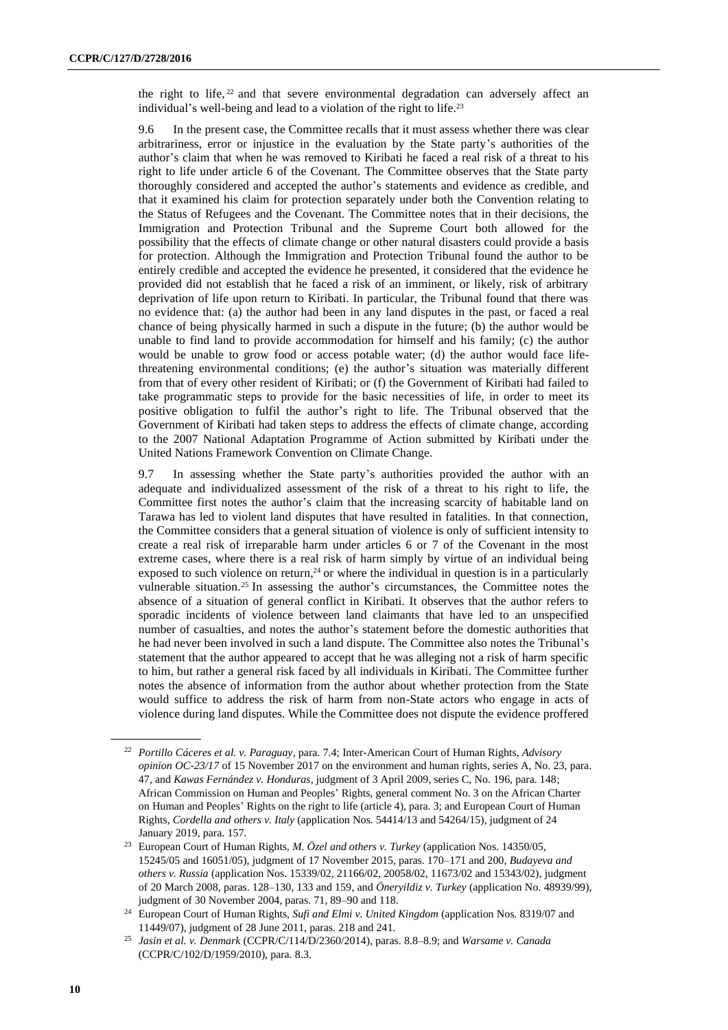the right to life,[22] and that severe environmental degradation can adversely affect an individual's well-being and lead to a violation of the right to life.[23]

9.6 In the present case, the Committee recalls that it must assess whether there was clear arbitrariness, error or injustice in the evaluation by the State party's authorities of the author's claim that when he was removed to Kiribati he faced a real risk of a threat to his right to life under article 6 of the Covenant. The Committee observes that the State party thoroughly considered and accepted the author's statements and evidence as credible, and that it examined his claim for protection separately under both the Convention relating to the Status of Refugees and the Covenant. The Committee notes that in their decisions, the Immigration and Protection Tribunal and the Supreme Court both allowed for the possibility that the effects of climate change or other natural disasters could provide a basis for protection. Although the Immigration and Protection Tribunal found the author to be entirely credible and accepted the evidence he presented, it considered that the evidence he provided did not establish that he faced a risk of an imminent, or likely, risk of arbitrary deprivation of life upon return to Kiribati. In particular, the Tribunal found that there was no evidence that: (a) the author had been in any land disputes in the past, or faced a real chance of being physically harmed in such a dispute in the future; (b) the author would be unable to find land to provide accommodation for himself and his family; (c) the author would be unable to grow food or access potable water; (d) the author would face life-threatening environmental conditions; (e) the author's situation was materially different from that of every other resident of Kiribati; or (f) the Government of Kiribati had failed to take programmatic steps to provide for the basic necessities of life, in order to meet its positive obligation to fulfil the author's right to life. The Tribunal observed that the Government of Kiribati had taken steps to address the effects of climate change, according to the 2007 National Adaptation Programme of Action submitted by Kiribati under the United Nations Framework Convention on Climate Change.

9.7 In assessing whether the State party's authorities provided the author with an adequate and individualized assessment of the risk of a threat to his right to life, the Committee first notes the author's claim that the increasing scarcity of habitable land on Tarawa has led to violent land disputes that have resulted in fatalities. In that connection, the Committee considers that a general situation of violence is only of sufficient intensity to create a real risk of irreparable harm under articles 6 or 7 of the Covenant in the most extreme cases, where there is a real risk of harm simply by virtue of an individual being exposed to such violence on return,[24] or where the individual in question is in a particularly vulnerable situation.[25] In assessing the author's circumstances, the Committee notes the absence of a situation of general conflict in Kiribati. It observes that the author refers to sporadic incidents of violence between land claimants that have led to an unspecified number of casualties, and notes the author's statement before the domestic authorities that he had never been involved in such a land dispute. The Committee also notes the Tribunal's statement that the author appeared to accept that he was alleging not a risk of harm specific to him, but rather a general risk faced by all individuals in Kiribati. The Committee further notes the absence of information from the author about whether protection from the State would suffice to address the risk of harm from non-State actors who engage in acts of violence during land disputes. While the Committee does not dispute the evidence proffered

---

[22] *Portillo Cáceres et al. v. Paraguay*, para. 7.4; Inter-American Court of Human Rights, *Advisory opinion OC-23/17* of 15 November 2017 on the environment and human rights, series A, No. 23, para. 47, and *Kawas Fernández v. Honduras*, judgment of 3 April 2009, series C, No. 196, para. 148; African Commission on Human and Peoples' Rights, general comment No. 3 on the African Charter on Human and Peoples' Rights on the right to life (article 4), para. 3; and European Court of Human Rights, *Cordella and others v. Italy* (application Nos. 54414/13 and 54264/15), judgment of 24 January 2019, para. 157.

[23] European Court of Human Rights, *M. Özel and others v. Turkey* (application Nos. 14350/05, 15245/05 and 16051/05), judgment of 17 November 2015, paras. 170–171 and 200, *Budayeva and others v. Russia* (application Nos. 15339/02, 21166/02, 20058/02, 11673/02 and 15343/02), judgment of 20 March 2008, paras. 128–130, 133 and 159, and *Öneryildiz v. Turkey* (application No. 48939/99), judgment of 30 November 2004, paras. 71, 89–90 and 118.

[24] European Court of Human Rights, *Sufi and Elmi v. United Kingdom* (application Nos. 8319/07 and 11449/07), judgment of 28 June 2011, paras. 218 and 241.

[25] *Jasin et al. v. Denmark* (CCPR/C/114/D/2360/2014), paras. 8.8–8.9; and *Warsame v. Canada* (CCPR/C/102/D/1959/2010), para. 8.3.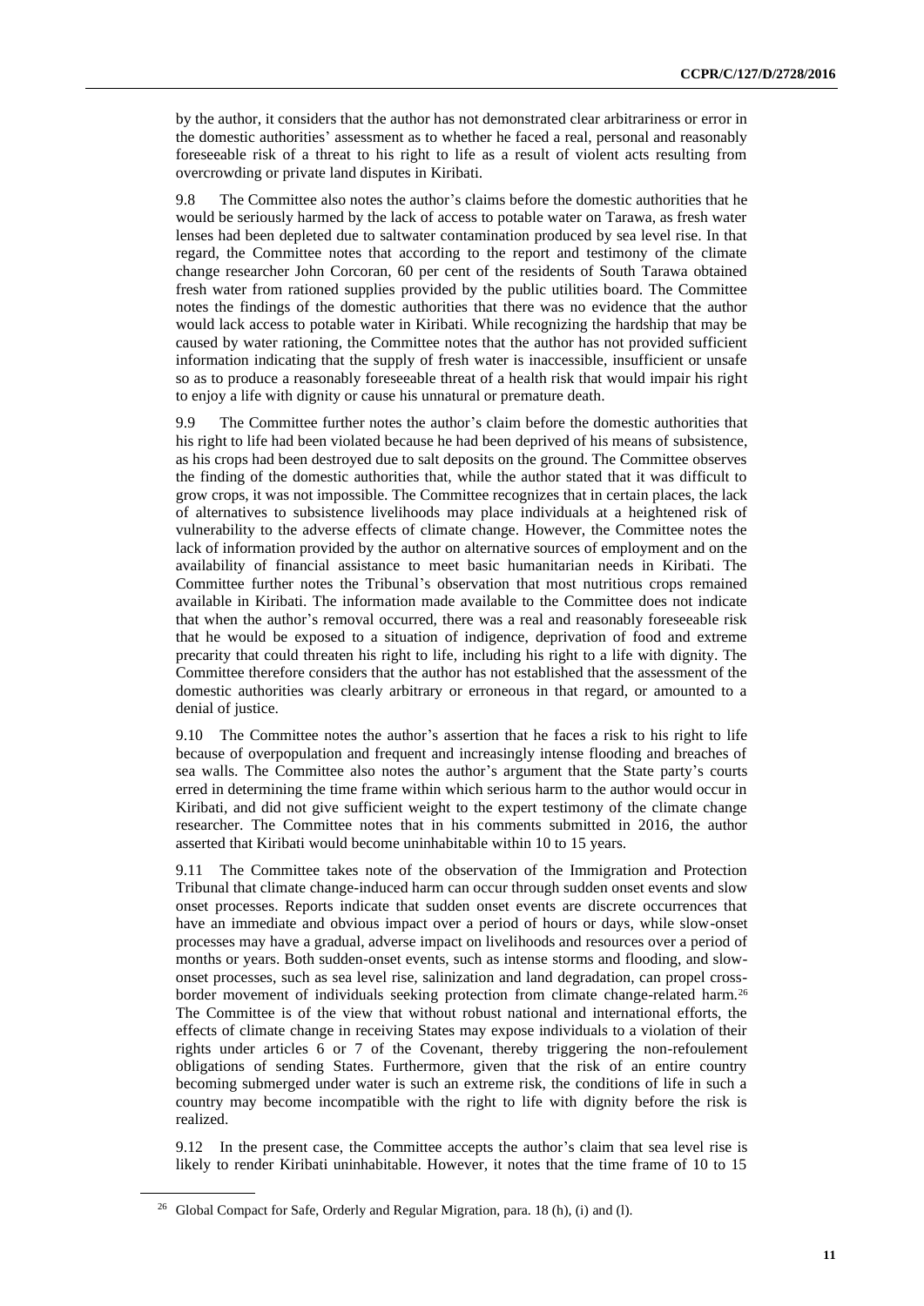by the author, it considers that the author has not demonstrated clear arbitrariness or error in the domestic authorities' assessment as to whether he faced a real, personal and reasonably foreseeable risk of a threat to his right to life as a result of violent acts resulting from overcrowding or private land disputes in Kiribati.

9.8 The Committee also notes the author's claims before the domestic authorities that he would be seriously harmed by the lack of access to potable water on Tarawa, as fresh water lenses had been depleted due to saltwater contamination produced by sea level rise. In that regard, the Committee notes that according to the report and testimony of the climate change researcher John Corcoran, 60 per cent of the residents of South Tarawa obtained fresh water from rationed supplies provided by the public utilities board. The Committee notes the findings of the domestic authorities that there was no evidence that the author would lack access to potable water in Kiribati. While recognizing the hardship that may be caused by water rationing, the Committee notes that the author has not provided sufficient information indicating that the supply of fresh water is inaccessible, insufficient or unsafe so as to produce a reasonably foreseeable threat of a health risk that would impair his right to enjoy a life with dignity or cause his unnatural or premature death.

9.9 The Committee further notes the author's claim before the domestic authorities that his right to life had been violated because he had been deprived of his means of subsistence, as his crops had been destroyed due to salt deposits on the ground. The Committee observes the finding of the domestic authorities that, while the author stated that it was difficult to grow crops, it was not impossible. The Committee recognizes that in certain places, the lack of alternatives to subsistence livelihoods may place individuals at a heightened risk of vulnerability to the adverse effects of climate change. However, the Committee notes the lack of information provided by the author on alternative sources of employment and on the availability of financial assistance to meet basic humanitarian needs in Kiribati. The Committee further notes the Tribunal's observation that most nutritious crops remained available in Kiribati. The information made available to the Committee does not indicate that when the author's removal occurred, there was a real and reasonably foreseeable risk that he would be exposed to a situation of indigence, deprivation of food and extreme precarity that could threaten his right to life, including his right to a life with dignity. The Committee therefore considers that the author has not established that the assessment of the domestic authorities was clearly arbitrary or erroneous in that regard, or amounted to a denial of justice.

9.10 The Committee notes the author's assertion that he faces a risk to his right to life because of overpopulation and frequent and increasingly intense flooding and breaches of sea walls. The Committee also notes the author's argument that the State party's courts erred in determining the time frame within which serious harm to the author would occur in Kiribati, and did not give sufficient weight to the expert testimony of the climate change researcher. The Committee notes that in his comments submitted in 2016, the author asserted that Kiribati would become uninhabitable within 10 to 15 years.

9.11 The Committee takes note of the observation of the Immigration and Protection Tribunal that climate change-induced harm can occur through sudden onset events and slow onset processes. Reports indicate that sudden onset events are discrete occurrences that have an immediate and obvious impact over a period of hours or days, while slow-onset processes may have a gradual, adverse impact on livelihoods and resources over a period of months or years. Both sudden-onset events, such as intense storms and flooding, and slow-onset processes, such as sea level rise, salinization and land degradation, can propel cross-border movement of individuals seeking protection from climate change-related harm.[26] The Committee is of the view that without robust national and international efforts, the effects of climate change in receiving States may expose individuals to a violation of their rights under articles 6 or 7 of the Covenant, thereby triggering the non-refoulement obligations of sending States. Furthermore, given that the risk of an entire country becoming submerged under water is such an extreme risk, the conditions of life in such a country may become incompatible with the right to life with dignity before the risk is realized.

9.12 In the present case, the Committee accepts the author's claim that sea level rise is likely to render Kiribati uninhabitable. However, it notes that the time frame of 10 to 15

[26] Global Compact for Safe, Orderly and Regular Migration, para. 18 (h), (i) and (l).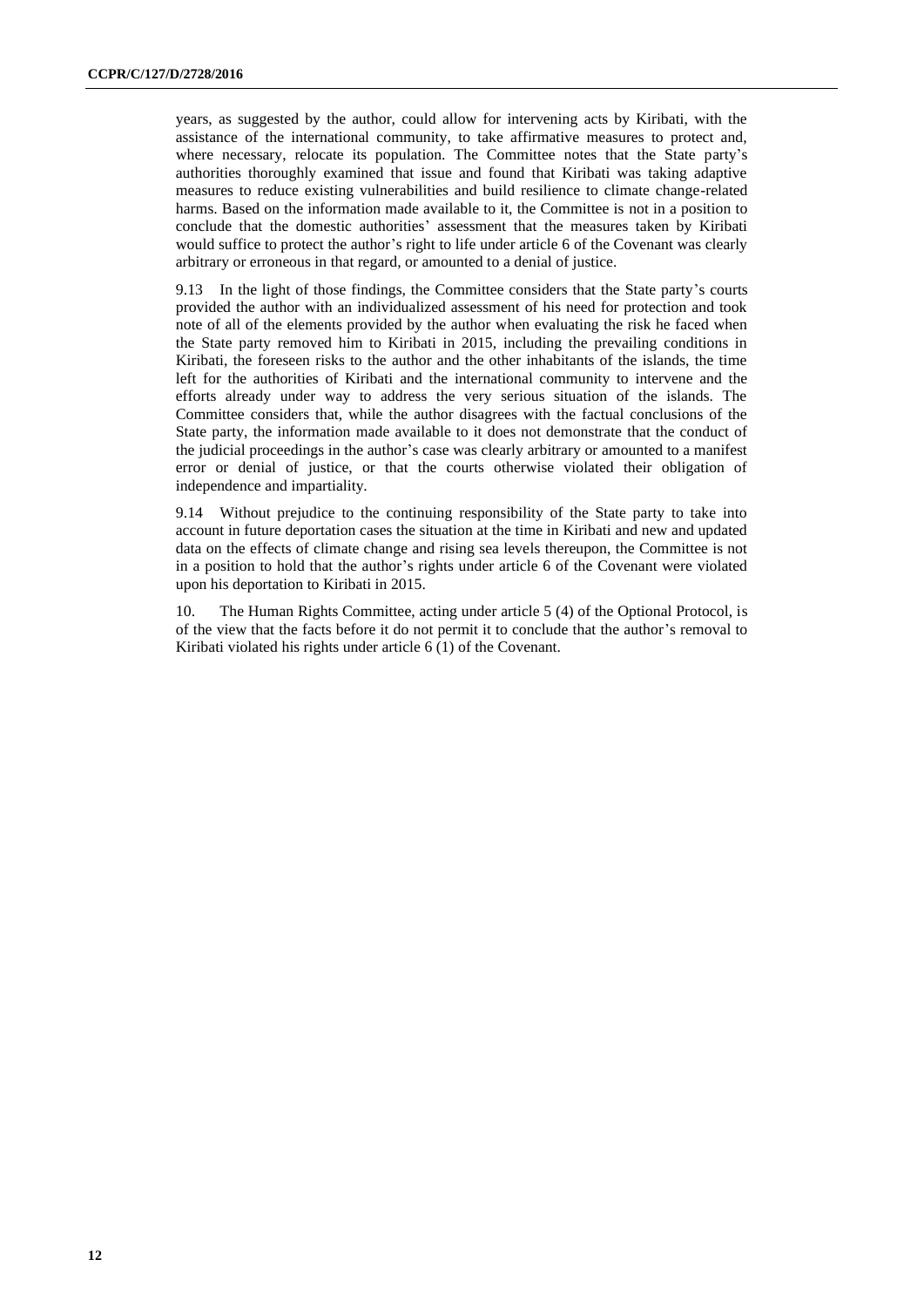years, as suggested by the author, could allow for intervening acts by Kiribati, with the assistance of the international community, to take affirmative measures to protect and, where necessary, relocate its population. The Committee notes that the State party's authorities thoroughly examined that issue and found that Kiribati was taking adaptive measures to reduce existing vulnerabilities and build resilience to climate change-related harms. Based on the information made available to it, the Committee is not in a position to conclude that the domestic authorities' assessment that the measures taken by Kiribati would suffice to protect the author's right to life under article 6 of the Covenant was clearly arbitrary or erroneous in that regard, or amounted to a denial of justice.

9.13 In the light of those findings, the Committee considers that the State party's courts provided the author with an individualized assessment of his need for protection and took note of all of the elements provided by the author when evaluating the risk he faced when the State party removed him to Kiribati in 2015, including the prevailing conditions in Kiribati, the foreseen risks to the author and the other inhabitants of the islands, the time left for the authorities of Kiribati and the international community to intervene and the efforts already under way to address the very serious situation of the islands. The Committee considers that, while the author disagrees with the factual conclusions of the State party, the information made available to it does not demonstrate that the conduct of the judicial proceedings in the author's case was clearly arbitrary or amounted to a manifest error or denial of justice, or that the courts otherwise violated their obligation of independence and impartiality.

9.14 Without prejudice to the continuing responsibility of the State party to take into account in future deportation cases the situation at the time in Kiribati and new and updated data on the effects of climate change and rising sea levels thereupon, the Committee is not in a position to hold that the author's rights under article 6 of the Covenant were violated upon his deportation to Kiribati in 2015.

10. The Human Rights Committee, acting under article 5 (4) of the Optional Protocol, is of the view that the facts before it do not permit it to conclude that the author's removal to Kiribati violated his rights under article 6 (1) of the Covenant.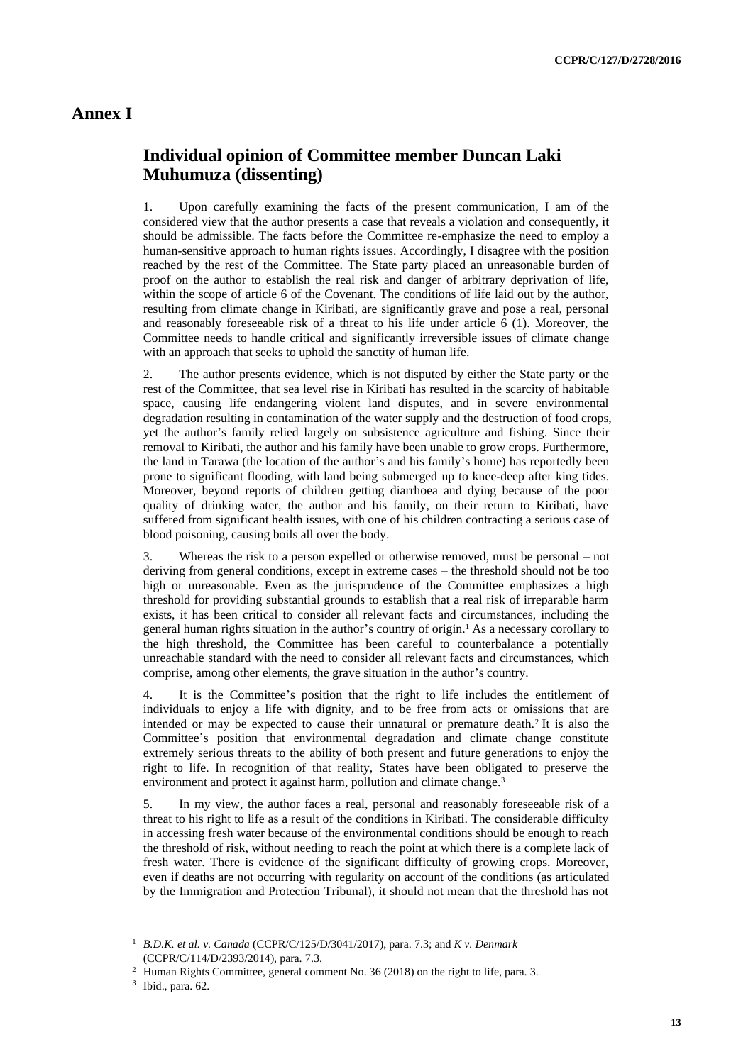# Annex I

## Individual opinion of Committee member Duncan Laki Muhumuza (dissenting)

1. Upon carefully examining the facts of the present communication, I am of the considered view that the author presents a case that reveals a violation and consequently, it should be admissible. The facts before the Committee re-emphasize the need to employ a human-sensitive approach to human rights issues. Accordingly, I disagree with the position reached by the rest of the Committee. The State party placed an unreasonable burden of proof on the author to establish the real risk and danger of arbitrary deprivation of life, within the scope of article 6 of the Covenant. The conditions of life laid out by the author, resulting from climate change in Kiribati, are significantly grave and pose a real, personal and reasonably foreseeable risk of a threat to his life under article 6 (1). Moreover, the Committee needs to handle critical and significantly irreversible issues of climate change with an approach that seeks to uphold the sanctity of human life.

2. The author presents evidence, which is not disputed by either the State party or the rest of the Committee, that sea level rise in Kiribati has resulted in the scarcity of habitable space, causing life endangering violent land disputes, and in severe environmental degradation resulting in contamination of the water supply and the destruction of food crops, yet the author's family relied largely on subsistence agriculture and fishing. Since their removal to Kiribati, the author and his family have been unable to grow crops. Furthermore, the land in Tarawa (the location of the author's and his family's home) has reportedly been prone to significant flooding, with land being submerged up to knee-deep after king tides. Moreover, beyond reports of children getting diarrhoea and dying because of the poor quality of drinking water, the author and his family, on their return to Kiribati, have suffered from significant health issues, with one of his children contracting a serious case of blood poisoning, causing boils all over the body.

3. Whereas the risk to a person expelled or otherwise removed, must be personal – not deriving from general conditions, except in extreme cases – the threshold should not be too high or unreasonable. Even as the jurisprudence of the Committee emphasizes a high threshold for providing substantial grounds to establish that a real risk of irreparable harm exists, it has been critical to consider all relevant facts and circumstances, including the general human rights situation in the author's country of origin.[1] As a necessary corollary to the high threshold, the Committee has been careful to counterbalance a potentially unreachable standard with the need to consider all relevant facts and circumstances, which comprise, among other elements, the grave situation in the author's country.

4. It is the Committee's position that the right to life includes the entitlement of individuals to enjoy a life with dignity, and to be free from acts or omissions that are intended or may be expected to cause their unnatural or premature death.[2] It is also the Committee's position that environmental degradation and climate change constitute extremely serious threats to the ability of both present and future generations to enjoy the right to life. In recognition of that reality, States have been obligated to preserve the environment and protect it against harm, pollution and climate change.[3]

5. In my view, the author faces a real, personal and reasonably foreseeable risk of a threat to his right to life as a result of the conditions in Kiribati. The considerable difficulty in accessing fresh water because of the environmental conditions should be enough to reach the threshold of risk, without needing to reach the point at which there is a complete lack of fresh water. There is evidence of the significant difficulty of growing crops. Moreover, even if deaths are not occurring with regularity on account of the conditions (as articulated by the Immigration and Protection Tribunal), it should not mean that the threshold has not

---

[1] *B.D.K. et al. v. Canada* (CCPR/C/125/D/3041/2017), para. 7.3; and *K v. Denmark* (CCPR/C/114/D/2393/2014), para. 7.3.

[2] Human Rights Committee, general comment No. 36 (2018) on the right to life, para. 3.

[3] Ibid., para. 62.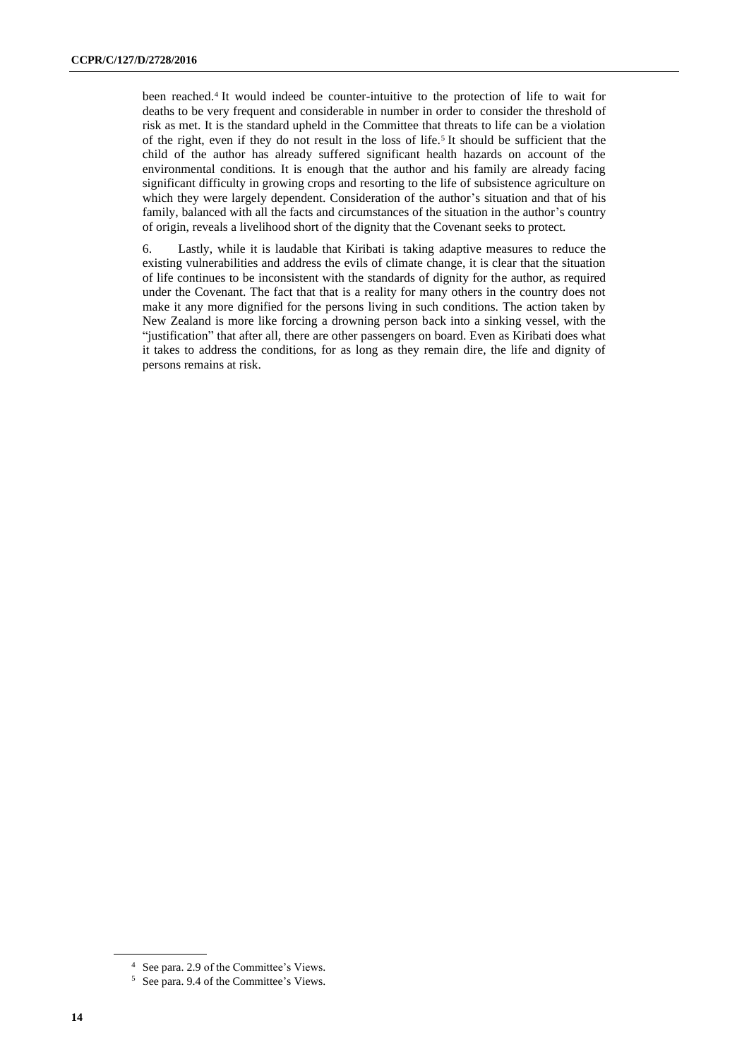been reached.[4] It would indeed be counter-intuitive to the protection of life to wait for deaths to be very frequent and considerable in number in order to consider the threshold of risk as met. It is the standard upheld in the Committee that threats to life can be a violation of the right, even if they do not result in the loss of life.[5] It should be sufficient that the child of the author has already suffered significant health hazards on account of the environmental conditions. It is enough that the author and his family are already facing significant difficulty in growing crops and resorting to the life of subsistence agriculture on which they were largely dependent. Consideration of the author's situation and that of his family, balanced with all the facts and circumstances of the situation in the author's country of origin, reveals a livelihood short of the dignity that the Covenant seeks to protect.

6. Lastly, while it is laudable that Kiribati is taking adaptive measures to reduce the existing vulnerabilities and address the evils of climate change, it is clear that the situation of life continues to be inconsistent with the standards of dignity for the author, as required under the Covenant. The fact that that is a reality for many others in the country does not make it any more dignified for the persons living in such conditions. The action taken by New Zealand is more like forcing a drowning person back into a sinking vessel, with the "justification" that after all, there are other passengers on board. Even as Kiribati does what it takes to address the conditions, for as long as they remain dire, the life and dignity of persons remains at risk.

---

[4] See para. 2.9 of the Committee's Views.

[5] See para. 9.4 of the Committee's Views.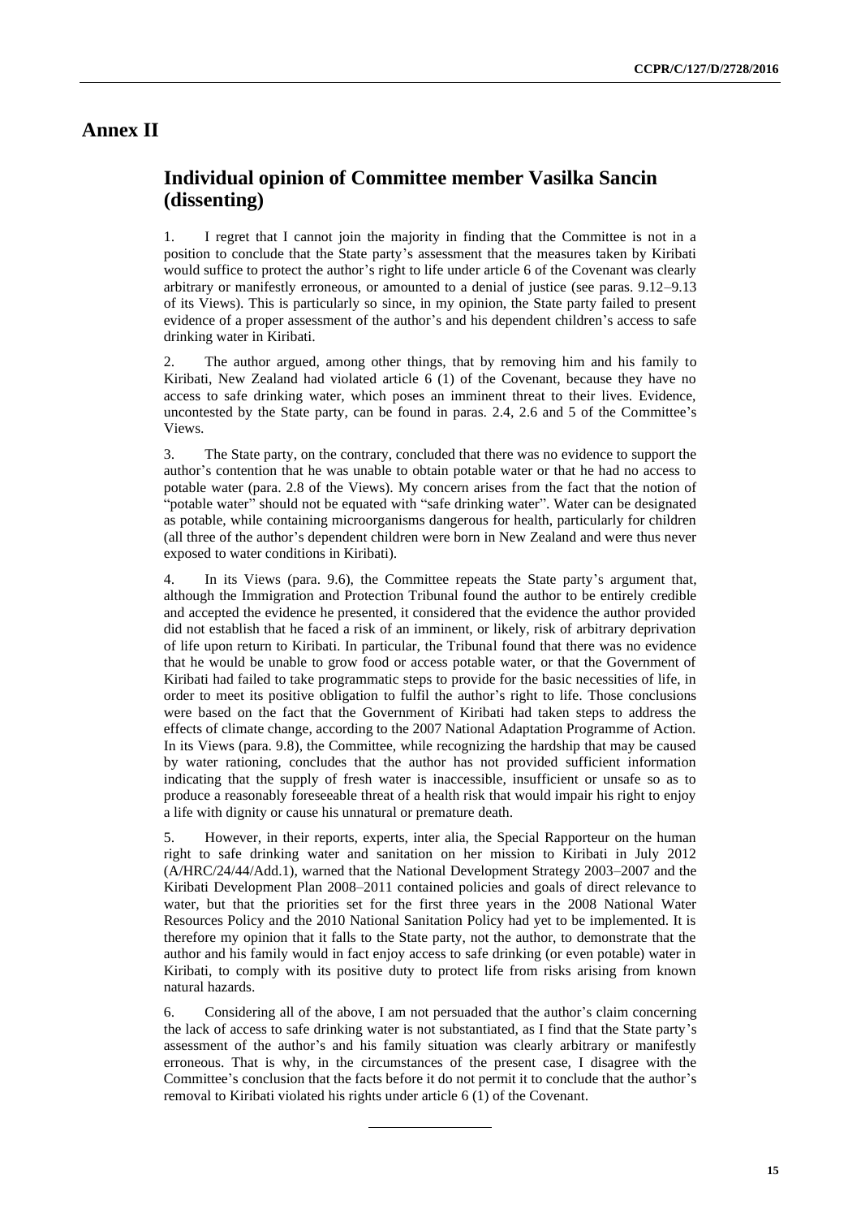# Annex II

## Individual opinion of Committee member Vasilka Sancin (dissenting)

1. I regret that I cannot join the majority in finding that the Committee is not in a position to conclude that the State party's assessment that the measures taken by Kiribati would suffice to protect the author's right to life under article 6 of the Covenant was clearly arbitrary or manifestly erroneous, or amounted to a denial of justice (see paras. 9.12–9.13 of its Views). This is particularly so since, in my opinion, the State party failed to present evidence of a proper assessment of the author's and his dependent children's access to safe drinking water in Kiribati.

2. The author argued, among other things, that by removing him and his family to Kiribati, New Zealand had violated article 6 (1) of the Covenant, because they have no access to safe drinking water, which poses an imminent threat to their lives. Evidence, uncontested by the State party, can be found in paras. 2.4, 2.6 and 5 of the Committee's Views.

3. The State party, on the contrary, concluded that there was no evidence to support the author's contention that he was unable to obtain potable water or that he had no access to potable water (para. 2.8 of the Views). My concern arises from the fact that the notion of "potable water" should not be equated with "safe drinking water". Water can be designated as potable, while containing microorganisms dangerous for health, particularly for children (all three of the author's dependent children were born in New Zealand and were thus never exposed to water conditions in Kiribati).

4. In its Views (para. 9.6), the Committee repeats the State party's argument that, although the Immigration and Protection Tribunal found the author to be entirely credible and accepted the evidence he presented, it considered that the evidence the author provided did not establish that he faced a risk of an imminent, or likely, risk of arbitrary deprivation of life upon return to Kiribati. In particular, the Tribunal found that there was no evidence that he would be unable to grow food or access potable water, or that the Government of Kiribati had failed to take programmatic steps to provide for the basic necessities of life, in order to meet its positive obligation to fulfil the author's right to life. Those conclusions were based on the fact that the Government of Kiribati had taken steps to address the effects of climate change, according to the 2007 National Adaptation Programme of Action. In its Views (para. 9.8), the Committee, while recognizing the hardship that may be caused by water rationing, concludes that the author has not provided sufficient information indicating that the supply of fresh water is inaccessible, insufficient or unsafe so as to produce a reasonably foreseeable threat of a health risk that would impair his right to enjoy a life with dignity or cause his unnatural or premature death.

5. However, in their reports, experts, inter alia, the Special Rapporteur on the human right to safe drinking water and sanitation on her mission to Kiribati in July 2012 (A/HRC/24/44/Add.1), warned that the National Development Strategy 2003–2007 and the Kiribati Development Plan 2008–2011 contained policies and goals of direct relevance to water, but that the priorities set for the first three years in the 2008 National Water Resources Policy and the 2010 National Sanitation Policy had yet to be implemented. It is therefore my opinion that it falls to the State party, not the author, to demonstrate that the author and his family would in fact enjoy access to safe drinking (or even potable) water in Kiribati, to comply with its positive duty to protect life from risks arising from known natural hazards.

6. Considering all of the above, I am not persuaded that the author's claim concerning the lack of access to safe drinking water is not substantiated, as I find that the State party's assessment of the author's and his family situation was clearly arbitrary or manifestly erroneous. That is why, in the circumstances of the present case, I disagree with the Committee's conclusion that the facts before it do not permit it to conclude that the author's removal to Kiribati violated his rights under article 6 (1) of the Covenant.